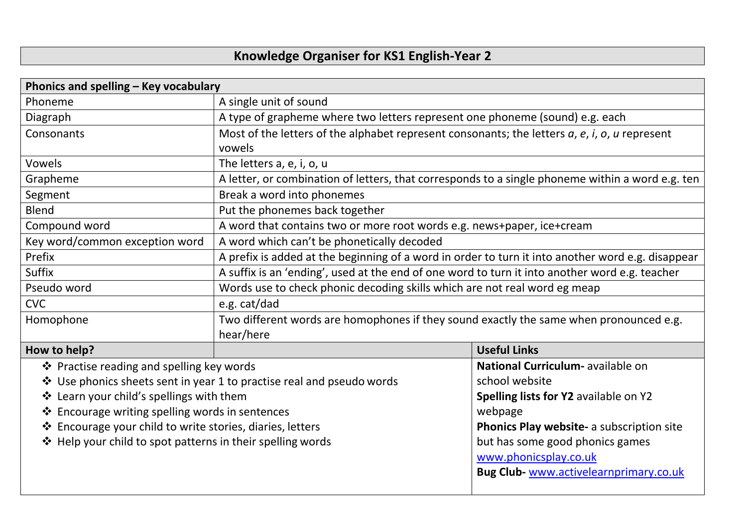# Knowledge Organiser for KS1 English-Year 2

| Phonics and spelling – Key vocabulary | |
|---|---|
| Phoneme | A single unit of sound |
| Diagraph | A type of grapheme where two letters represent one phoneme (sound) e.g. each |
| Consonants | Most of the letters of the alphabet represent consonants; the letters *a*, *e*, *i*, *o*, *u* represent vowels |
| Vowels | The letters a, e, i, o, u |
| Grapheme | A letter, or combination of letters, that corresponds to a single phoneme within a word e.g. ten |
| Segment | Break a word into phonemes |
| Blend | Put the phonemes back together |
| Compound word | A word that contains two or more root words e.g. news+paper, ice+cream |
| Key word/common exception word | A word which can't be phonetically decoded |
| Prefix | A prefix is added at the beginning of a word in order to turn it into another word e.g. disappear |
| Suffix | A suffix is an 'ending', used at the end of one word to turn it into another word e.g. teacher |
| Pseudo word | Words use to check phonic decoding skills which are not real word eg meap |
| CVC | e.g. cat/dad |
| Homophone | Two different words are homophones if they sound exactly the same when pronounced e.g. hear/here |

| How to help? | Useful Links |
|---|---|
| ❖ Practise reading and spelling key words<br>❖ Use phonics sheets sent in year 1 to practise real and pseudo words<br>❖ Learn your child's spellings with them<br>❖ Encourage writing spelling words in sentences<br>❖ Encourage your child to write stories, diaries, letters<br>❖ Help your child to spot patterns in their spelling words | **National Curriculum-** available on school website<br>**Spelling lists for Y2** available on Y2 webpage<br>**Phonics Play website-** a subscription site but has some good phonics games www.phonicsplay.co.uk<br>**Bug Club-** www.activelearnprimary.co.uk |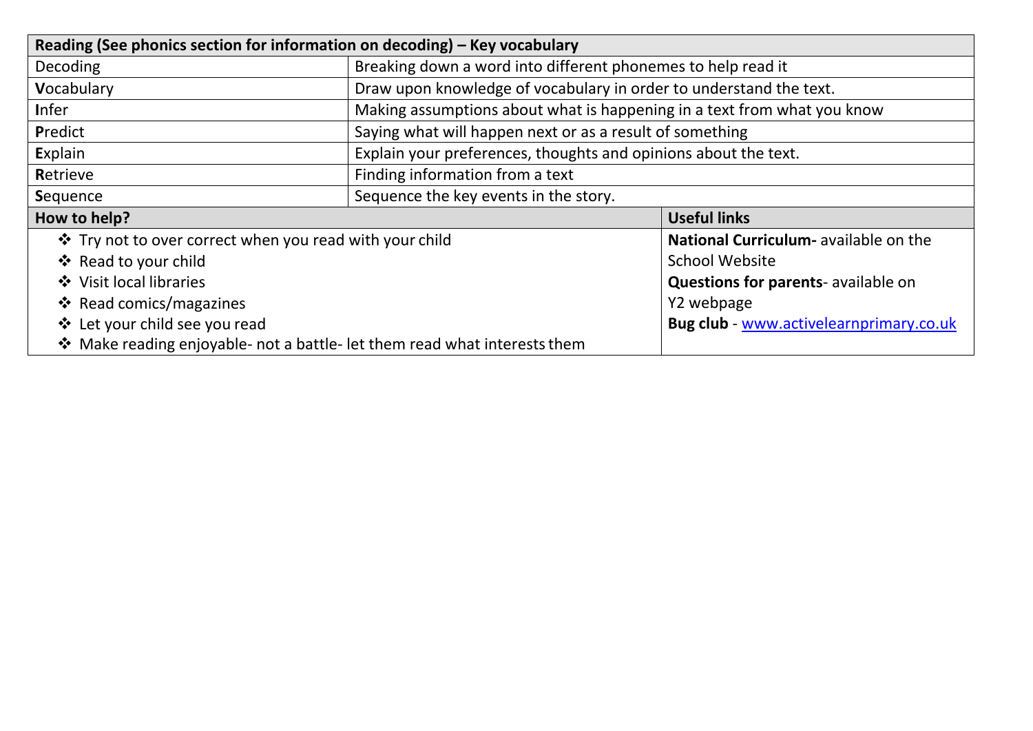| Reading (See phonics section for information on decoding) – Key vocabulary | |
|---|---|
| Decoding | Breaking down a word into different phonemes to help read it |
| **V**ocabulary | Draw upon knowledge of vocabulary in order to understand the text. |
| **I**nfer | Making assumptions about what is happening in a text from what you know |
| **P**redict | Saying what will happen next or as a result of something |
| **E**xplain | Explain your preferences, thoughts and opinions about the text. |
| **R**etrieve | Finding information from a text |
| **S**equence | Sequence the key events in the story. |

| How to help? | Useful links |
|---|---|
| ❖ Try not to over correct when you read with your child<br>❖ Read to your child<br>❖ Visit local libraries<br>❖ Read comics/magazines<br>❖ Let your child see you read<br>❖ Make reading enjoyable- not a battle- let them read what interests them | **National Curriculum-** available on the School Website<br>**Questions for parents**- available on Y2 webpage<br>**Bug club** - www.activelearnprimary.co.uk |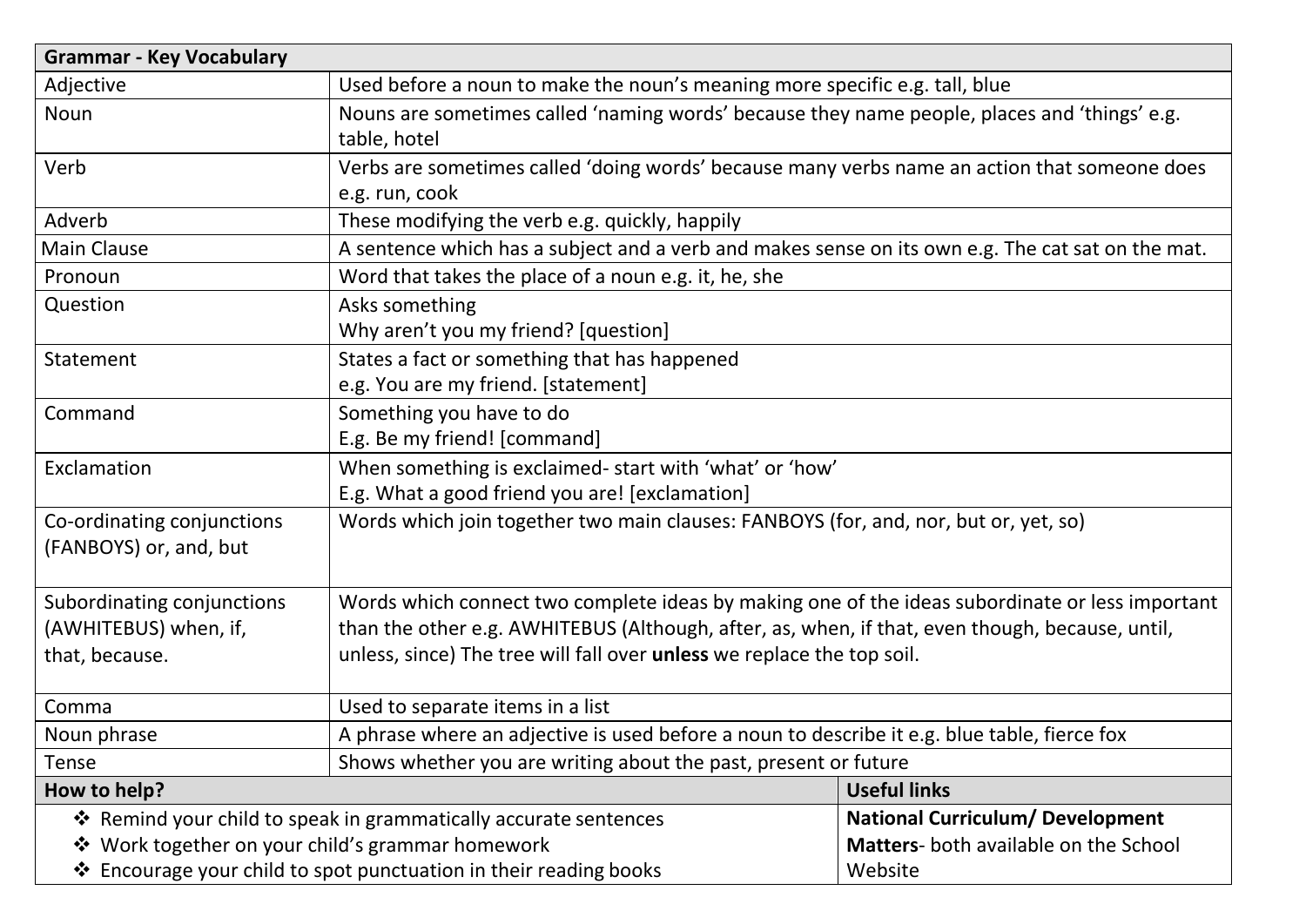| Grammar - Key Vocabulary | |
|---|---|
| Adjective | Used before a noun to make the noun's meaning more specific e.g. tall, blue |
| Noun | Nouns are sometimes called 'naming words' because they name people, places and 'things' e.g. table, hotel |
| Verb | Verbs are sometimes called 'doing words' because many verbs name an action that someone does e.g. run, cook |
| Adverb | These modifying the verb e.g. quickly, happily |
| Main Clause | A sentence which has a subject and a verb and makes sense on its own e.g. The cat sat on the mat. |
| Pronoun | Word that takes the place of a noun e.g. it, he, she |
| Question | Asks something<br>Why aren't you my friend? [question] |
| Statement | States a fact or something that has happened<br>e.g. You are my friend. [statement] |
| Command | Something you have to do<br>E.g. Be my friend! [command] |
| Exclamation | When something is exclaimed- start with 'what' or 'how'<br>E.g. What a good friend you are! [exclamation] |
| Co-ordinating conjunctions (FANBOYS) or, and, but | Words which join together two main clauses: FANBOYS (for, and, nor, but or, yet, so) |
| Subordinating conjunctions (AWHITEBUS) when, if, that, because. | Words which connect two complete ideas by making one of the ideas subordinate or less important than the other e.g. AWHITEBUS (Although, after, as, when, if that, even though, because, until, unless, since) The tree will fall over **unless** we replace the top soil. |
| Comma | Used to separate items in a list |
| Noun phrase | A phrase where an adjective is used before a noun to describe it e.g. blue table, fierce fox |
| Tense | Shows whether you are writing about the past, present or future |

| How to help? | Useful links |
|---|---|
| ❖ Remind your child to speak in grammatically accurate sentences<br>❖ Work together on your child's grammar homework<br>❖ Encourage your child to spot punctuation in their reading books | **National Curriculum/ Development Matters**- both available on the School Website |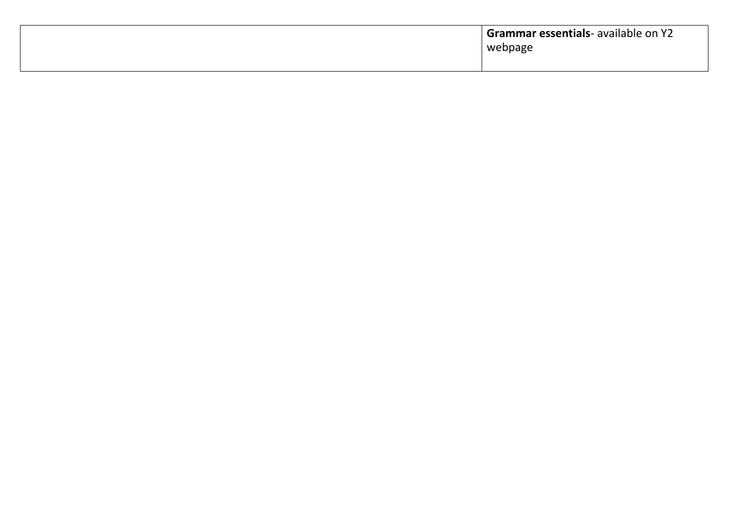| | |
| --- | --- |
| | **Grammar essentials**- available on Y2 webpage |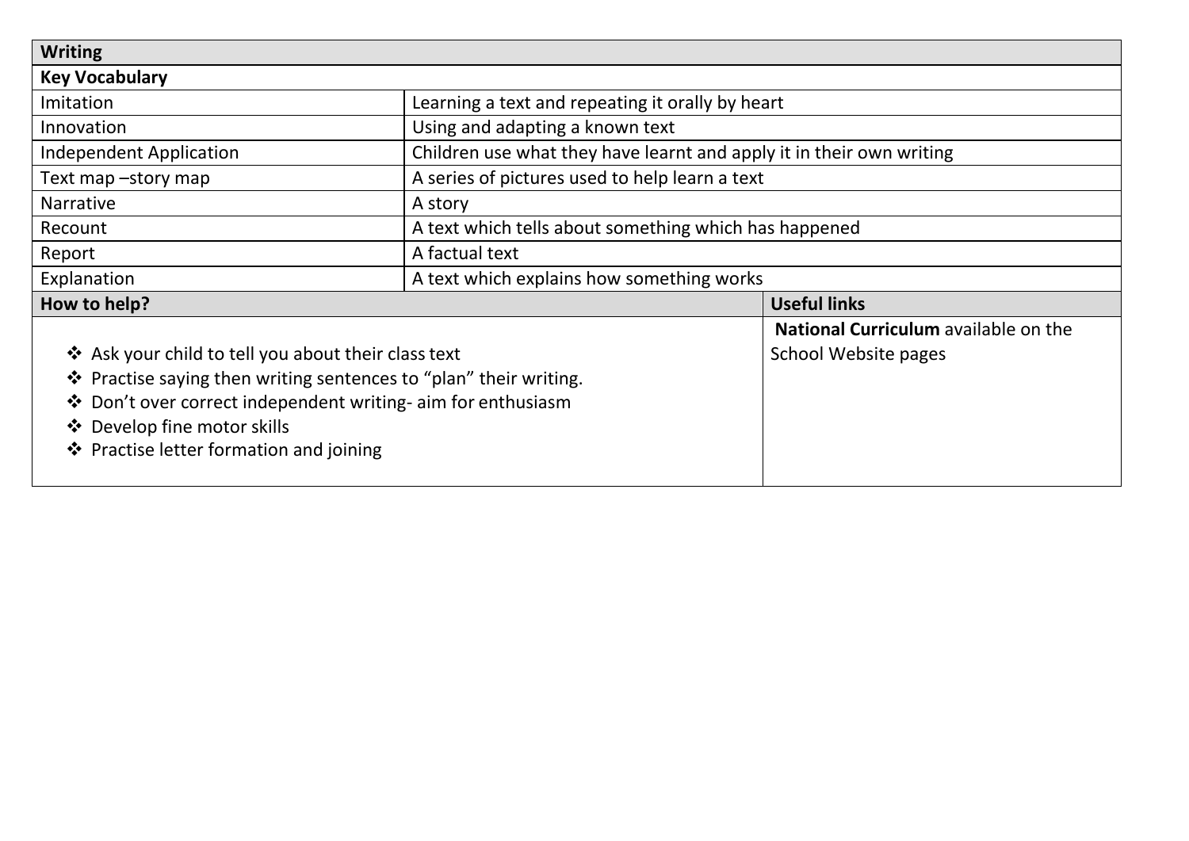| Writing | | |
|---|---|---|
| **Key Vocabulary** | | |
| Imitation | Learning a text and repeating it orally by heart | |
| Innovation | Using and adapting a known text | |
| Independent Application | Children use what they have learnt and apply it in their own writing | |
| Text map –story map | A series of pictures used to help learn a text | |
| Narrative | A story | |
| Recount | A text which tells about something which has happened | |
| Report | A factual text | |
| Explanation | A text which explains how something works | |
| **How to help?** | | **Useful links** |
| ❖ Ask your child to tell you about their class text<br>❖ Practise saying then writing sentences to "plan" their writing.<br>❖ Don't over correct independent writing- aim for enthusiasm<br>❖ Develop fine motor skills<br>❖ Practise letter formation and joining | | **National Curriculum** available on the School Website pages |